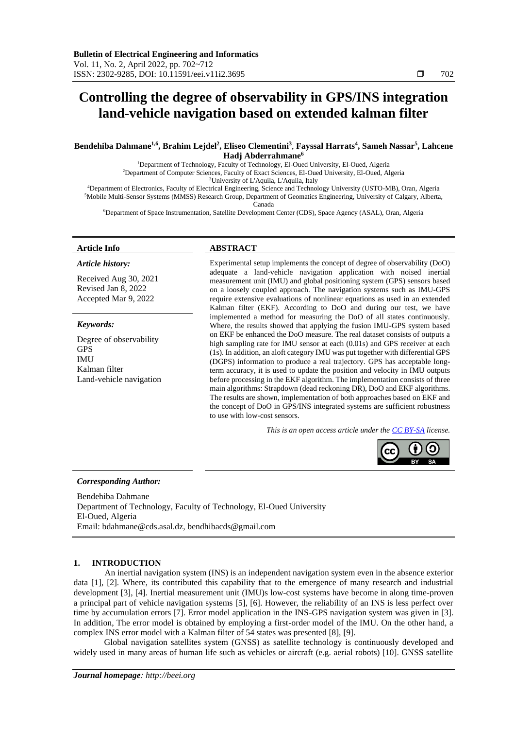# Controlling the degree of observability in GPS/INS integration land-vehicle navigation based on extended kalman filter

**Bendehiba Dahmane[1,6], Brahim Lejdel[2], Eliseo Clementini[3], Fayssal Harrats[4], Sameh Nassar[5], Lahcene Hadj Abderrahmane[6]**

[1]Department of Technology, Faculty of Technology, El-Oued University, El-Oued, Algeria
[2]Department of Computer Sciences, Faculty of Exact Sciences, El-Oued University, El-Oued, Algeria
[3]University of L'Aquila, L'Aquila, Italy
[4]Department of Electronics, Faculty of Electrical Engineering, Science and Technology University (USTO-MB), Oran, Algeria
[5]Mobile Multi-Sensor Systems (MMSS) Research Group, Department of Geomatics Engineering, University of Calgary, Alberta, Canada
[6]Department of Space Instrumentation, Satellite Development Center (CDS), Space Agency (ASAL), Oran, Algeria

**Article Info**

*Article history:*

Received Aug 30, 2021
Revised Jan 8, 2022
Accepted Mar 9, 2022

*Keywords:*

Degree of observability
GPS
IMU
Kalman filter
Land-vehicle navigation

**ABSTRACT**

Experimental setup implements the concept of degree of observability (DoO) adequate a land-vehicle navigation application with noised inertial measurement unit (IMU) and global positioning system (GPS) sensors based on a loosely coupled approach. The navigation systems such as IMU-GPS require extensive evaluations of nonlinear equations as used in an extended Kalman filter (EKF). According to DoO and during our test, we have implemented a method for measuring the DoO of all states continuously. Where, the results showed that applying the fusion IMU-GPS system based on EKF be enhanced the DoO measure. The real dataset consists of outputs a high sampling rate for IMU sensor at each (0.01s) and GPS receiver at each (1s). In addition, an aloft category IMU was put together with differential GPS (DGPS) information to produce a real trajectory. GPS has acceptable long-term accuracy, it is used to update the position and velocity in IMU outputs before processing in the EKF algorithm. The implementation consists of three main algorithms: Strapdown (dead reckoning DR), DoO and EKF algorithms. The results are shown, implementation of both approaches based on EKF and the concept of DoO in GPS/INS integrated systems are sufficient robustness to use with low-cost sensors.

*This is an open access article under the CC BY-SA license.*

***Corresponding Author:***

Bendehiba Dahmane
Department of Technology, Faculty of Technology, El-Oued University
El-Oued, Algeria
Email: bdahmane@cds.asal.dz, bendhibacds@gmail.com

## 1. INTRODUCTION

An inertial navigation system (INS) is an independent navigation system even in the absence exterior data [1], [2]. Where, its contributed this capability that to the emergence of many research and industrial development [3], [4]. Inertial measurement unit (IMU)s low-cost systems have become in along time-proven a principal part of vehicle navigation systems [5], [6]. However, the reliability of an INS is less perfect over time by accumulation errors [7]. Error model application in the INS-GPS navigation system was given in [3]. In addition, The error model is obtained by employing a first-order model of the IMU. On the other hand, a complex INS error model with a Kalman filter of 54 states was presented [8], [9].

Global navigation satellites system (GNSS) as satellite technology is continuously developed and widely used in many areas of human life such as vehicles or aircraft (e.g. aerial robots) [10]. GNSS satellite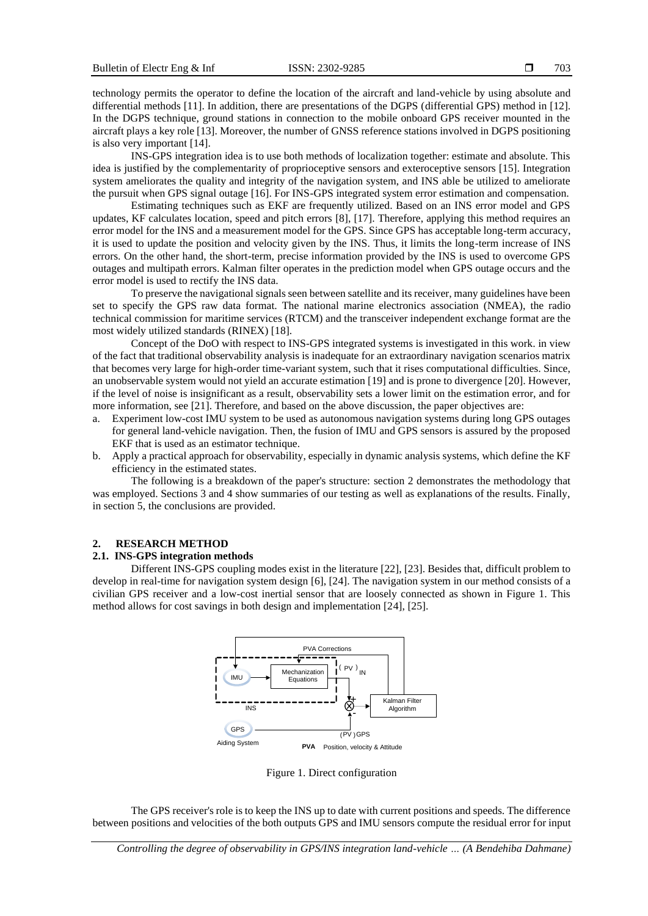technology permits the operator to define the location of the aircraft and land-vehicle by using absolute and differential methods [11]. In addition, there are presentations of the DGPS (differential GPS) method in [12]. In the DGPS technique, ground stations in connection to the mobile onboard GPS receiver mounted in the aircraft plays a key role [13]. Moreover, the number of GNSS reference stations involved in DGPS positioning is also very important [14].

INS-GPS integration idea is to use both methods of localization together: estimate and absolute. This idea is justified by the complementarity of proprioceptive sensors and exteroceptive sensors [15]. Integration system ameliorates the quality and integrity of the navigation system, and INS able be utilized to ameliorate the pursuit when GPS signal outage [16]. For INS-GPS integrated system error estimation and compensation.

Estimating techniques such as EKF are frequently utilized. Based on an INS error model and GPS updates, KF calculates location, speed and pitch errors [8], [17]. Therefore, applying this method requires an error model for the INS and a measurement model for the GPS. Since GPS has acceptable long-term accuracy, it is used to update the position and velocity given by the INS. Thus, it limits the long-term increase of INS errors. On the other hand, the short-term, precise information provided by the INS is used to overcome GPS outages and multipath errors. Kalman filter operates in the prediction model when GPS outage occurs and the error model is used to rectify the INS data.

To preserve the navigational signals seen between satellite and its receiver, many guidelines have been set to specify the GPS raw data format. The national marine electronics association (NMEA), the radio technical commission for maritime services (RTCM) and the transceiver independent exchange format are the most widely utilized standards (RINEX) [18].

Concept of the DoO with respect to INS-GPS integrated systems is investigated in this work. in view of the fact that traditional observability analysis is inadequate for an extraordinary navigation scenarios matrix that becomes very large for high-order time-variant system, such that it rises computational difficulties. Since, an unobservable system would not yield an accurate estimation [19] and is prone to divergence [20]. However, if the level of noise is insignificant as a result, observability sets a lower limit on the estimation error, and for more information, see [21]. Therefore, and based on the above discussion, the paper objectives are:

a. Experiment low-cost IMU system to be used as autonomous navigation systems during long GPS outages for general land-vehicle navigation. Then, the fusion of IMU and GPS sensors is assured by the proposed EKF that is used as an estimator technique.
b. Apply a practical approach for observability, especially in dynamic analysis systems, which define the KF efficiency in the estimated states.

The following is a breakdown of the paper's structure: section 2 demonstrates the methodology that was employed. Sections 3 and 4 show summaries of our testing as well as explanations of the results. Finally, in section 5, the conclusions are provided.

## 2. RESEARCH METHOD

### 2.1. INS-GPS integration methods

Different INS-GPS coupling modes exist in the literature [22], [23]. Besides that, difficult problem to develop in real-time for navigation system design [6], [24]. The navigation system in our method consists of a civilian GPS receiver and a low-cost inertial sensor that are loosely connected as shown in Figure 1. This method allows for cost savings in both design and implementation [24], [25].

Figure 1. Direct configuration

The GPS receiver's role is to keep the INS up to date with current positions and speeds. The difference between positions and velocities of the both outputs GPS and IMU sensors compute the residual error for input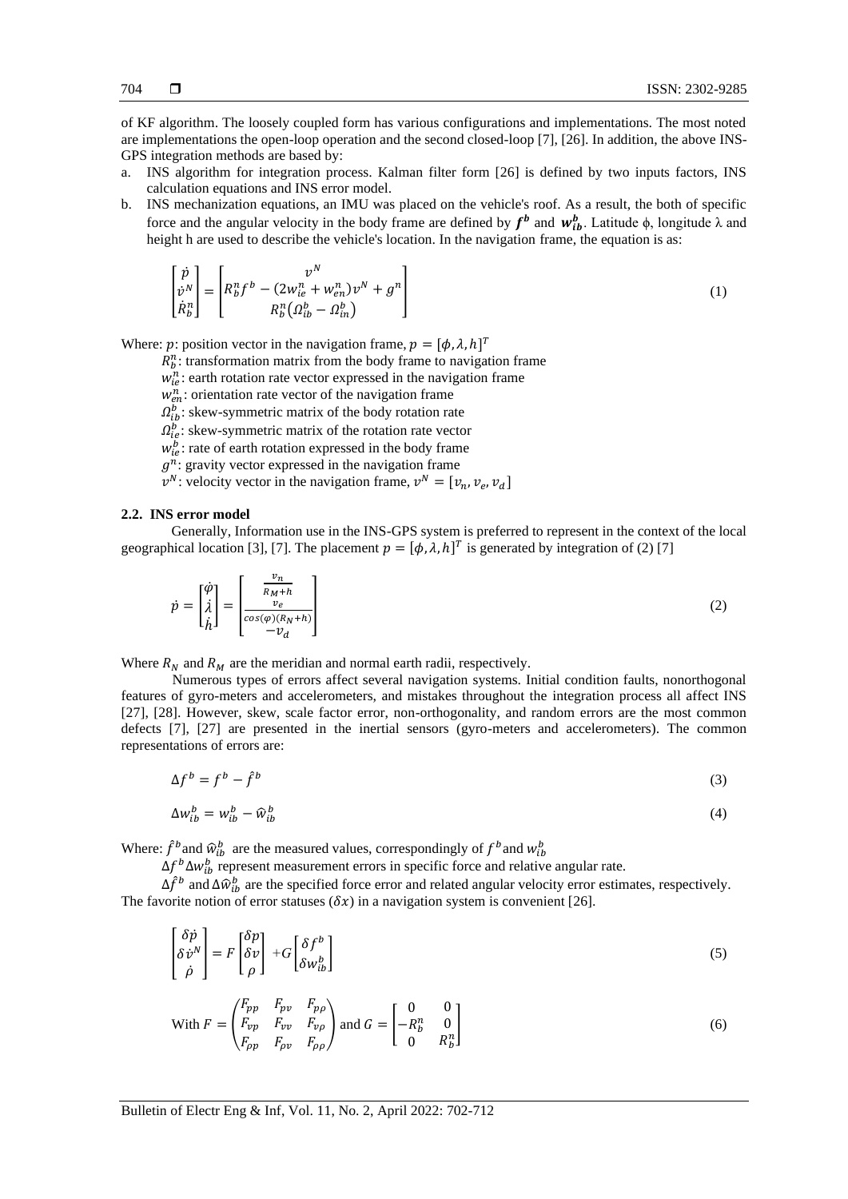of KF algorithm. The loosely coupled form has various configurations and implementations. The most noted are implementations the open-loop operation and the second closed-loop [7], [26]. In addition, the above INS-GPS integration methods are based by:

a. INS algorithm for integration process. Kalman filter form [26] is defined by two inputs factors, INS calculation equations and INS error model.
b. INS mechanization equations, an IMU was placed on the vehicle's roof. As a result, the both of specific force and the angular velocity in the body frame are defined by $\boldsymbol{f^b}$ and $\boldsymbol{w_{ib}^b}$. Latitude ϕ, longitude λ and height h are used to describe the vehicle's location. In the navigation frame, the equation is as:

$$\begin{bmatrix} \dot{p} \\ \dot{v}^N \\ \dot{R}_b^n \end{bmatrix} = \begin{bmatrix} v^N \\ R_b^n f^b - (2w_{ie}^n + w_{en}^n)v^N + g^n \\ R_b^n(\Omega_{ib}^b - \Omega_{in}^b) \end{bmatrix} \tag{1}$$

Where: $p$: position vector in the navigation frame, $p = [\phi, \lambda, h]^T$

$R_b^n$: transformation matrix from the body frame to navigation frame

$w_{ie}^n$: earth rotation rate vector expressed in the navigation frame

$w_{en}^n$: orientation rate vector of the navigation frame

$\Omega_{ib}^b$: skew-symmetric matrix of the body rotation rate

$\Omega_{ie}^b$: skew-symmetric matrix of the rotation rate vector

$w_{ie}^b$: rate of earth rotation expressed in the body frame

$g^n$: gravity vector expressed in the navigation frame

$v^N$: velocity vector in the navigation frame, $v^N = [v_n, v_e, v_d]$

## 2.2. INS error model

Generally, Information use in the INS-GPS system is preferred to represent in the context of the local geographical location [3], [7]. The placement $p = [\phi, \lambda, h]^T$ is generated by integration of (2) [7]

$$\dot{p} = \begin{bmatrix} \dot{\varphi} \\ \dot{\lambda} \\ \dot{h} \end{bmatrix} = \begin{bmatrix} \frac{v_n}{R_M + h} \\ \frac{v_e}{cos(\varphi)(R_N + h)} \\ -v_d \end{bmatrix} \tag{2}$$

Where $R_N$ and $R_M$ are the meridian and normal earth radii, respectively.

Numerous types of errors affect several navigation systems. Initial condition faults, nonorthogonal features of gyro-meters and accelerometers, and mistakes throughout the integration process all affect INS [27], [28]. However, skew, scale factor error, non-orthogonality, and random errors are the most common defects [7], [27] are presented in the inertial sensors (gyro-meters and accelerometers). The common representations of errors are:

$$\Delta f^b = f^b - \hat{f}^b \tag{3}$$

$$\Delta w_{ib}^b = w_{ib}^b - \widehat{w}_{ib}^b \tag{4}$$

Where: $\hat{f}^b$ and $\widehat{w}_{ib}^b$ are the measured values, correspondingly of $f^b$ and $w_{ib}^b$

$\Delta f^b \Delta w_{ib}^b$ represent measurement errors in specific force and relative angular rate.

$\Delta \hat{f}^b$ and $\Delta \widehat{w}_{ib}^b$ are the specified force error and related angular velocity error estimates, respectively. The favorite notion of error statuses ($\delta x$) in a navigation system is convenient [26].

$$\begin{bmatrix} \delta \dot{p} \\ \delta \dot{v}^N \\ \dot{\rho} \end{bmatrix} = F \begin{bmatrix} \delta p \\ \delta v \\ \rho \end{bmatrix} + G \begin{bmatrix} \delta f^b \\ \delta w_{ib}^b \end{bmatrix} \tag{5}$$

$$\text{With } F = \begin{pmatrix} F_{pp} & F_{pv} & F_{p\rho} \\ F_{vp} & F_{vv} & F_{v\rho} \\ F_{\rho p} & F_{\rho v} & F_{\rho\rho} \end{pmatrix} \text{ and } G = \begin{bmatrix} 0 & 0 \\ -R_b^n & 0 \\ 0 & R_b^n \end{bmatrix} \tag{6}$$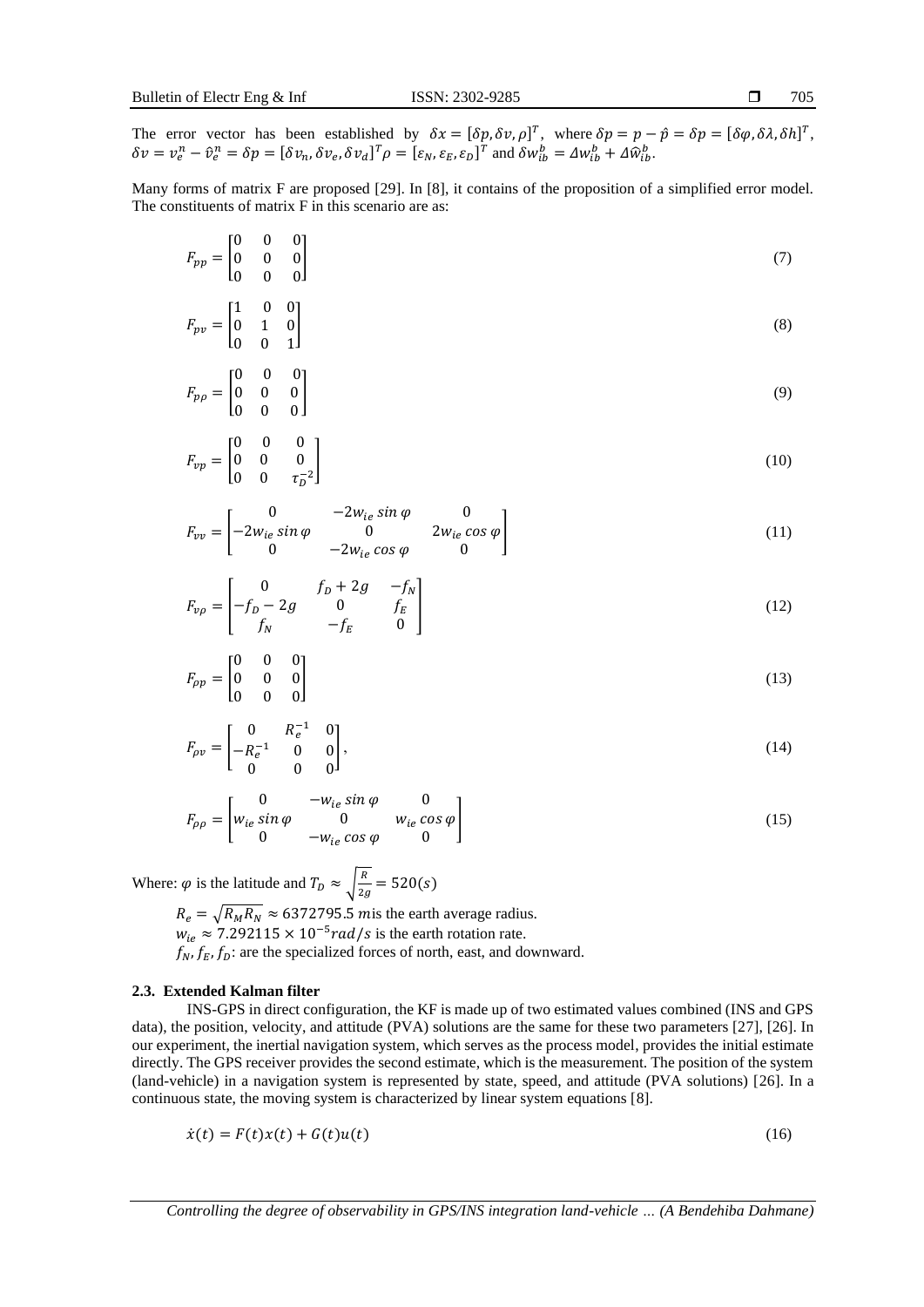The error vector has been established by $\delta x = [\delta p, \delta v, \rho]^T$, where $\delta p = p - \hat{p} = \delta p = [\delta\varphi, \delta\lambda, \delta h]^T$, $\delta v = v_e^n - \hat{v}_e^n = \delta p = [\delta v_n, \delta v_e, \delta v_d]^T \rho = [\varepsilon_N, \varepsilon_E, \varepsilon_D]^T$ and $\delta w_{ib}^b = \Delta w_{ib}^b + \Delta \widehat{w}_{ib}^b$.

Many forms of matrix F are proposed [29]. In [8], it contains of the proposition of a simplified error model. The constituents of matrix F in this scenario are as:

$$F_{pp} = \begin{bmatrix} 0 & 0 & 0 \\ 0 & 0 & 0 \\ 0 & 0 & 0 \end{bmatrix} \tag{7}$$

$$F_{pv} = \begin{bmatrix} 1 & 0 & 0 \\ 0 & 1 & 0 \\ 0 & 0 & 1 \end{bmatrix} \tag{8}$$

$$F_{p\rho} = \begin{bmatrix} 0 & 0 & 0 \\ 0 & 0 & 0 \\ 0 & 0 & 0 \end{bmatrix} \tag{9}$$

$$F_{vp} = \begin{bmatrix} 0 & 0 & 0 \\ 0 & 0 & 0 \\ 0 & 0 & \tau_D^{-2} \end{bmatrix} \tag{10}$$

$$F_{vv} = \begin{bmatrix} 0 & -2w_{ie}\sin\varphi & 0 \\ -2w_{ie}\sin\varphi & 0 & 2w_{ie}\cos\varphi \\ 0 & -2w_{ie}\cos\varphi & 0 \end{bmatrix} \tag{11}$$

$$F_{v\rho} = \begin{bmatrix} 0 & f_D + 2g & -f_N \\ -f_D - 2g & 0 & f_E \\ f_N & -f_E & 0 \end{bmatrix} \tag{12}$$

$$F_{\rho p} = \begin{bmatrix} 0 & 0 & 0 \\ 0 & 0 & 0 \\ 0 & 0 & 0 \end{bmatrix} \tag{13}$$

$$F_{\rho v} = \begin{bmatrix} 0 & R_e^{-1} & 0 \\ -R_e^{-1} & 0 & 0 \\ 0 & 0 & 0 \end{bmatrix}, \tag{14}$$

$$F_{\rho\rho} = \begin{bmatrix} 0 & -w_{ie}\sin\varphi & 0 \\ w_{ie}\sin\varphi & 0 & w_{ie}\cos\varphi \\ 0 & -w_{ie}\cos\varphi & 0 \end{bmatrix} \tag{15}$$

Where: $\varphi$ is the latitude and $T_D \approx \sqrt{\frac{R}{2g}} = 520(s)$

$R_e = \sqrt{R_M R_N} \approx 6372795.5$ $m$is the earth average radius.
$w_{ie} \approx 7.292115 \times 10^{-5} rad/s$ is the earth rotation rate.
$f_N, f_E, f_D$: are the specialized forces of north, east, and downward.

### 2.3. Extended Kalman filter

INS-GPS in direct configuration, the KF is made up of two estimated values combined (INS and GPS data), the position, velocity, and attitude (PVA) solutions are the same for these two parameters [27], [26]. In our experiment, the inertial navigation system, which serves as the process model, provides the initial estimate directly. The GPS receiver provides the second estimate, which is the measurement. The position of the system (land-vehicle) in a navigation system is represented by state, speed, and attitude (PVA solutions) [26]. In a continuous state, the moving system is characterized by linear system equations [8].

$$\dot{x}(t) = F(t)x(t) + G(t)u(t) \tag{16}$$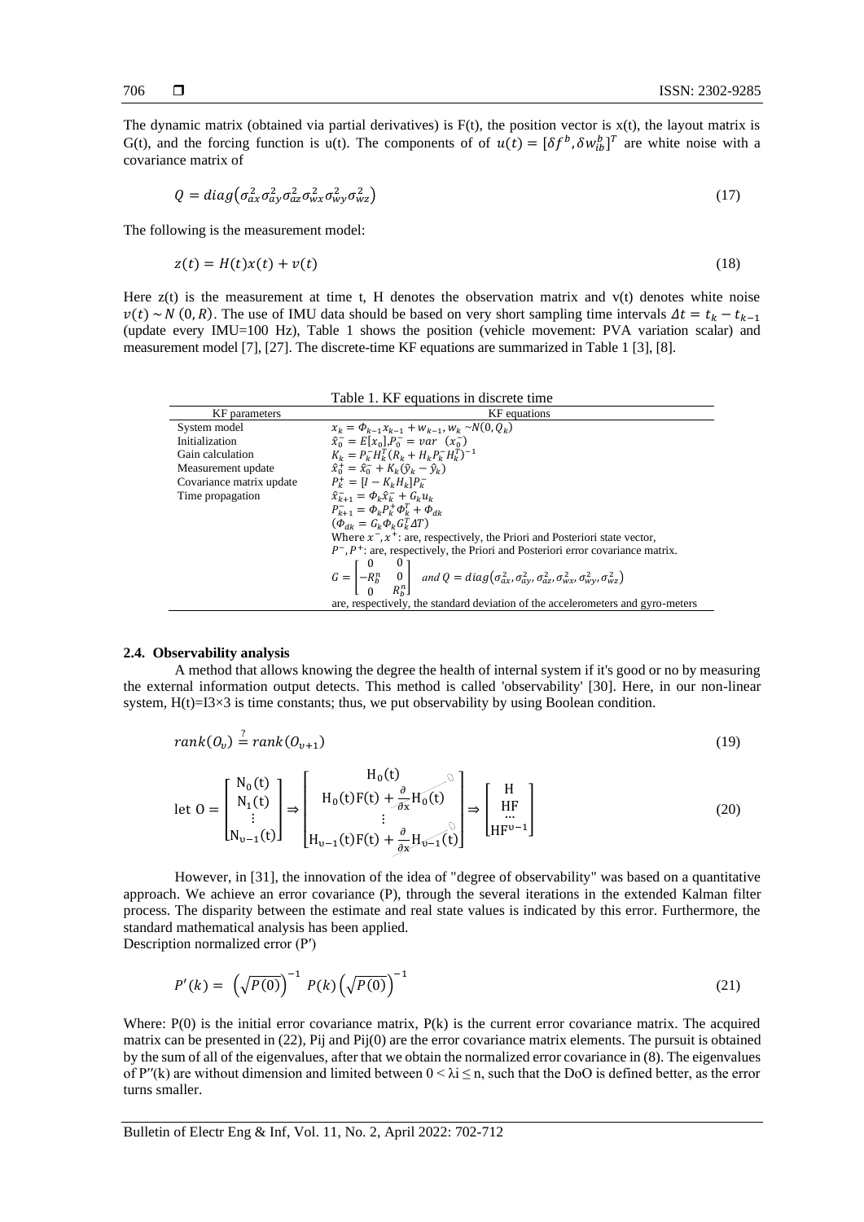The dynamic matrix (obtained via partial derivatives) is F(t), the position vector is x(t), the layout matrix is G(t), and the forcing function is u(t). The components of of $u(t) = [\delta f^b, \delta w_{ib}^b]^T$ are white noise with a covariance matrix of

$$Q = diag\left(\sigma_{ax}^2 \sigma_{ay}^2 \sigma_{az}^2 \sigma_{wx}^2 \sigma_{wy}^2 \sigma_{wz}^2\right) \tag{17}$$

The following is the measurement model:

$$z(t) = H(t)x(t) + v(t) \tag{18}$$

Here z(t) is the measurement at time t, H denotes the observation matrix and v(t) denotes white noise $v(t) \sim N(0, R)$. The use of IMU data should be based on very short sampling time intervals $\Delta t = t_k - t_{k-1}$ (update every IMU=100 Hz), Table 1 shows the position (vehicle movement: PVA variation scalar) and measurement model [7], [27]. The discrete-time KF equations are summarized in Table 1 [3], [8].

Table 1. KF equations in discrete time

| KF parameters | KF equations |
|---|---|
| System model | $x_k = \Phi_{k-1}x_{k-1} + w_{k-1}, w_k \sim N(0, Q_k)$ |
| Initialization | $\hat{x}_0^- = E[x_0], P_0^- = var\ (x_0^-)$ |
| Gain calculation | $K_k = P_k^- H_k^T (R_k + H_k P_k^- H_k^T)^{-1}$ |
| Measurement update | $\hat{x}_0^+ = \hat{x}_0^- + K_k(\tilde{y}_k - \hat{y}_k)$ |
| Covariance matrix update | $P_k^+ = [I - K_k H_k] P_k^-$ |
| Time propagation | $\hat{x}_{k+1}^- = \Phi_k \hat{x}_k^- + G_k u_k$ |
| | $P_{k+1}^- = \Phi_k P_k^+ \Phi_k^T + \Phi_{dk}$ |
| | $(\Phi_{dk} = G_k \Phi_k G_k^T \Delta T)$ |
| | Where $x^-, x^+$: are, respectively, the Priori and Posteriori state vector, |
| | $P^-, P^+$: are, respectively, the Priori and Posteriori error covariance matrix. |
| | $G = \begin{bmatrix} 0 & 0 \\ -R_b^n & 0 \\ 0 & R_b^n \end{bmatrix}$ and $Q = diag\left(\sigma_{ax}^2, \sigma_{ay}^2, \sigma_{az}^2, \sigma_{wx}^2, \sigma_{wy}^2, \sigma_{wz}^2\right)$ |
| | are, respectively, the standard deviation of the accelerometers and gyro-meters |

### 2.4. Observability analysis

A method that allows knowing the degree the health of internal system if it's good or no by measuring the external information output detects. This method is called 'observability' [30]. Here, in our non-linear system, H(t)=I3×3 is time constants; thus, we put observability by using Boolean condition.

$$rank(O_\upsilon) \stackrel{?}{=} rank(O_{\upsilon+1}) \tag{19}$$

$$\text{let } O = \begin{bmatrix} N_0(t) \\ N_1(t) \\ \vdots \\ N_{\upsilon-1}(t) \end{bmatrix} \Rightarrow \begin{bmatrix} H_0(t) \\ H_0(t)F(t) + \frac{\partial}{\partial x}H_0(t) \\ \vdots \\ H_{\upsilon-1}(t)F(t) + \frac{\partial}{\partial x}H_{\upsilon-1}(t) \end{bmatrix} \Rightarrow \begin{bmatrix} H \\ HF \\ \cdots \\ HF^{\upsilon-1} \end{bmatrix} \tag{20}$$

However, in [31], the innovation of the idea of "degree of observability" was based on a quantitative approach. We achieve an error covariance (P), through the several iterations in the extended Kalman filter process. The disparity between the estimate and real state values is indicated by this error. Furthermore, the standard mathematical analysis has been applied.
Description normalized error (P′)

$$P'(k) = \left(\sqrt{P(0)}\right)^{-1} P(k) \left(\sqrt{P(0)}\right)^{-1} \tag{21}$$

Where: P(0) is the initial error covariance matrix, P(k) is the current error covariance matrix. The acquired matrix can be presented in (22), Pij and Pij(0) are the error covariance matrix elements. The pursuit is obtained by the sum of all of the eigenvalues, after that we obtain the normalized error covariance in (8). The eigenvalues of P″(k) are without dimension and limited between $0 < \lambda i \leq n$, such that the DoO is defined better, as the error turns smaller.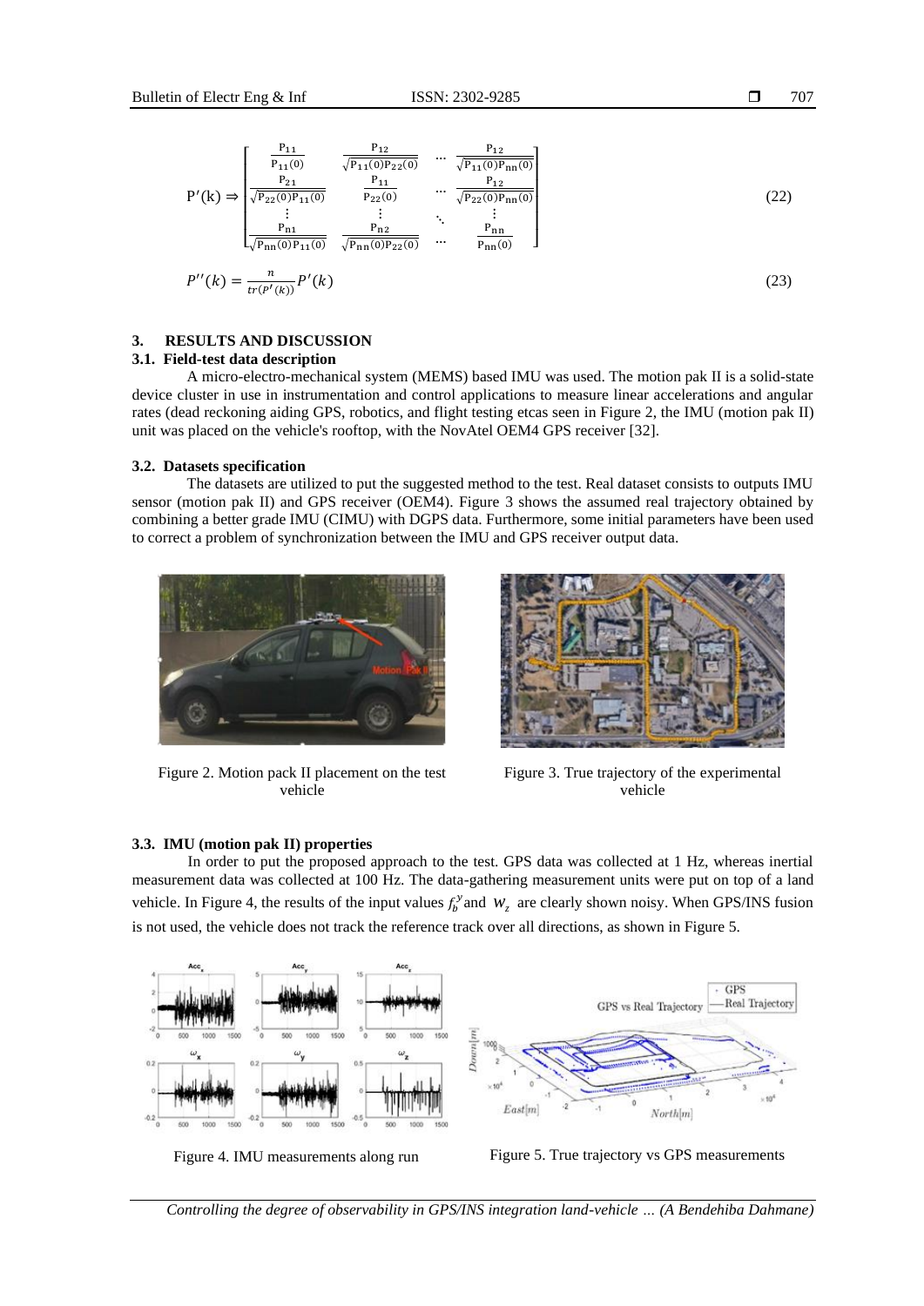$$
P'(k) \Rightarrow \begin{bmatrix} \frac{P_{11}}{P_{11}(0)} & \frac{P_{12}}{\sqrt{P_{11}(0)P_{22}(0)}} & \cdots & \frac{P_{12}}{\sqrt{P_{11}(0)P_{nn}(0)}} \\ \frac{P_{21}}{\sqrt{P_{22}(0)P_{11}(0)}} & \frac{P_{11}}{P_{22}(0)} & \cdots & \frac{P_{12}}{\sqrt{P_{22}(0)P_{nn}(0)}} \\ \vdots & \vdots & \ddots & \vdots \\ \frac{P_{n1}}{\sqrt{P_{nn}(0)P_{11}(0)}} & \frac{P_{n2}}{\sqrt{P_{nn}(0)P_{22}(0)}} & \cdots & \frac{P_{nn}}{P_{nn}(0)} \end{bmatrix} \tag{22}
$$

$$
P''(k) = \frac{n}{tr(P'(k))} P'(k) \tag{23}
$$

## 3. RESULTS AND DISCUSSION

### 3.1. Field-test data description

A micro-electro-mechanical system (MEMS) based IMU was used. The motion pak II is a solid-state device cluster in use in instrumentation and control applications to measure linear accelerations and angular rates (dead reckoning aiding GPS, robotics, and flight testing etcas seen in Figure 2, the IMU (motion pak II) unit was placed on the vehicle's rooftop, with the NovAtel OEM4 GPS receiver [32].

### 3.2. Datasets specification

The datasets are utilized to put the suggested method to the test. Real dataset consists to outputs IMU sensor (motion pak II) and GPS receiver (OEM4). Figure 3 shows the assumed real trajectory obtained by combining a better grade IMU (CIMU) with DGPS data. Furthermore, some initial parameters have been used to correct a problem of synchronization between the IMU and GPS receiver output data.

Figure 2. Motion pack II placement on the test vehicle

Figure 3. True trajectory of the experimental vehicle

### 3.3. IMU (motion pak II) properties

In order to put the proposed approach to the test. GPS data was collected at 1 Hz, whereas inertial measurement data was collected at 100 Hz. The data-gathering measurement units were put on top of a land vehicle. In Figure 4, the results of the input values $f_b^y$ and $w_z$ are clearly shown noisy. When GPS/INS fusion is not used, the vehicle does not track the reference track over all directions, as shown in Figure 5.

Figure 4. IMU measurements along run

Figure 5. True trajectory vs GPS measurements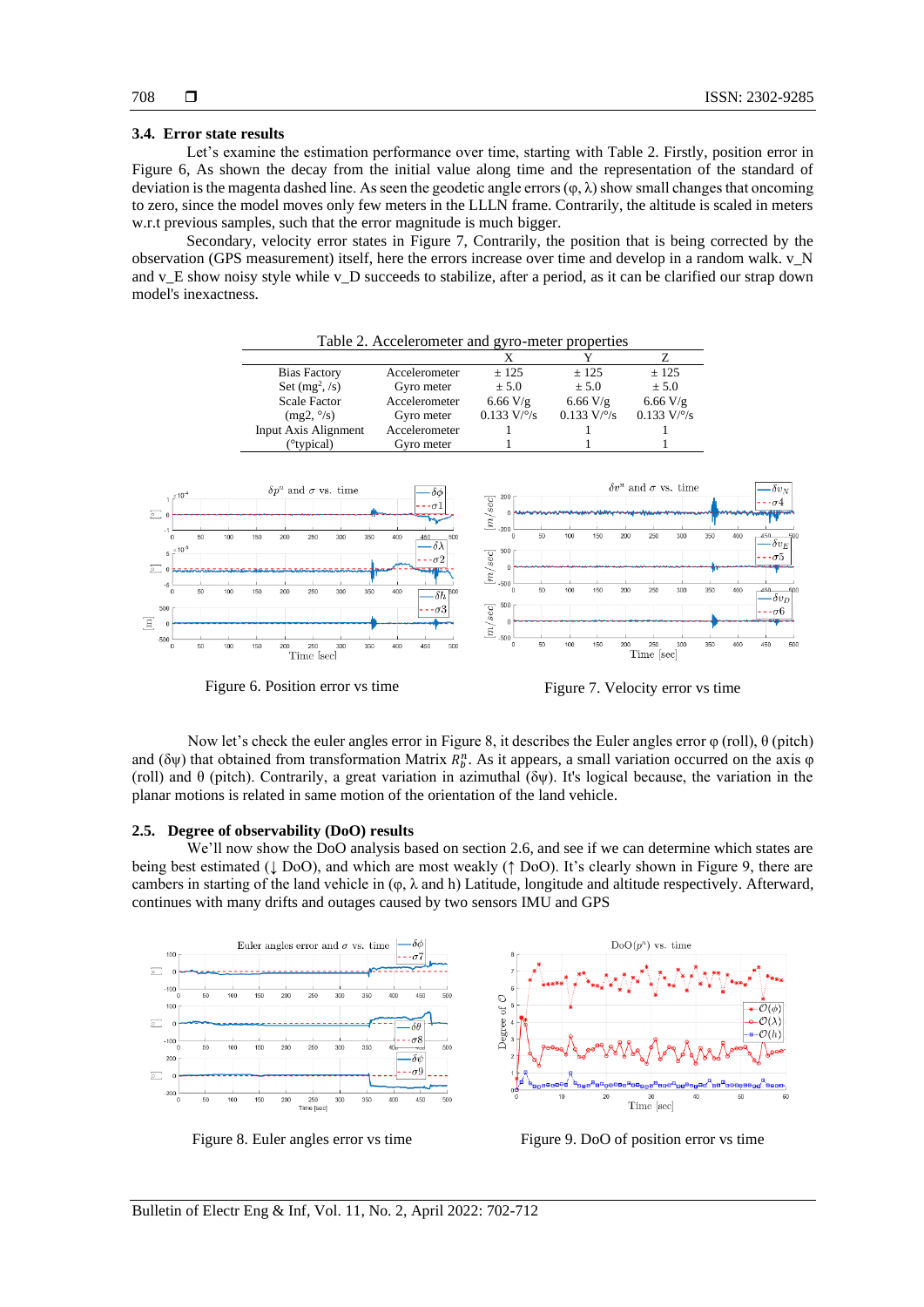### 3.4. Error state results

Let's examine the estimation performance over time, starting with Table 2. Firstly, position error in Figure 6, As shown the decay from the initial value along time and the representation of the standard of deviation is the magenta dashed line. As seen the geodetic angle errors (φ, λ) show small changes that oncoming to zero, since the model moves only few meters in the LLLN frame. Contrarily, the altitude is scaled in meters w.r.t previous samples, such that the error magnitude is much bigger.

Secondary, velocity error states in Figure 7, Contrarily, the position that is being corrected by the observation (GPS measurement) itself, here the errors increase over time and develop in a random walk. v_N and v_E show noisy style while v_D succeeds to stabilize, after a period, as it can be clarified our strap down model's inexactness.

Table 2. Accelerometer and gyro-meter properties

| | | X | Y | Z |
|---|---|---|---|---|
| Bias Factory | Accelerometer | ± 125 | ± 125 | ± 125 |
| Set (mg$^2$, /s) | Gyro meter | ± 5.0 | ± 5.0 | ± 5.0 |
| Scale Factor | Accelerometer | 6.66 V/g | 6.66 V/g | 6.66 V/g |
| (mg2, °/s) | Gyro meter | 0.133 V/°/s | 0.133 V/°/s | 0.133 V/°/s |
| Input Axis Alignment | Accelerometer | 1 | 1 | 1 |
| (°typical) | Gyro meter | 1 | 1 | 1 |

Figure 6. Position error vs time

Figure 7. Velocity error vs time

Now let's check the euler angles error in Figure 8, it describes the Euler angles error φ (roll), θ (pitch) and (δψ) that obtained from transformation Matrix $R_b^n$. As it appears, a small variation occurred on the axis φ (roll) and θ (pitch). Contrarily, a great variation in azimuthal (δψ). It's logical because, the variation in the planar motions is related in same motion of the orientation of the land vehicle.

### 2.5. Degree of observability (DoO) results

We'll now show the DoO analysis based on section 2.6, and see if we can determine which states are being best estimated (↓ DoO), and which are most weakly (↑ DoO). It's clearly shown in Figure 9, there are cambers in starting of the land vehicle in (φ, λ and h) Latitude, longitude and altitude respectively. Afterward, continues with many drifts and outages caused by two sensors IMU and GPS

Figure 8. Euler angles error vs time

Figure 9. DoO of position error vs time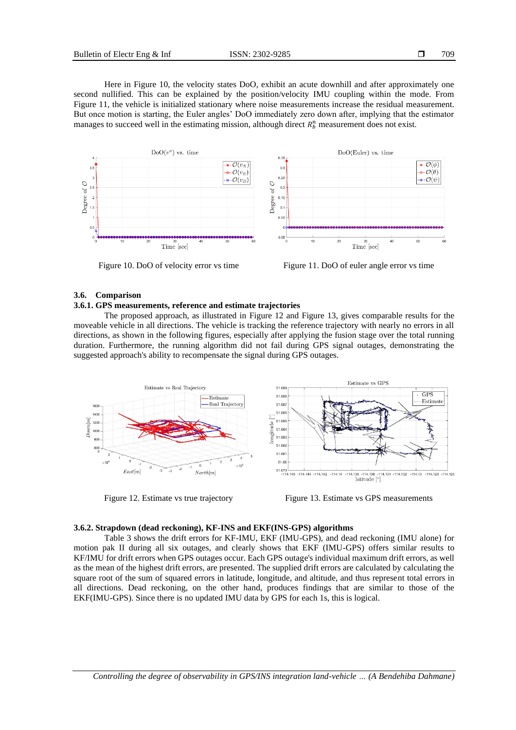Here in Figure 10, the velocity states DoO, exhibit an acute downhill and after approximately one second nullified. This can be explained by the position/velocity IMU coupling within the mode. From Figure 11, the vehicle is initialized stationary where noise measurements increase the residual measurement. But once motion is starting, the Euler angles' DoO immediately zero down after, implying that the estimator manages to succeed well in the estimating mission, although direct $R_b^n$ measurement does not exist.

Figure 10. DoO of velocity error vs time

Figure 11. DoO of euler angle error vs time

### 3.6. Comparison

#### 3.6.1. GPS measurements, reference and estimate trajectories

The proposed approach, as illustrated in Figure 12 and Figure 13, gives comparable results for the moveable vehicle in all directions. The vehicle is tracking the reference trajectory with nearly no errors in all directions, as shown in the following figures, especially after applying the fusion stage over the total running duration. Furthermore, the running algorithm did not fail during GPS signal outages, demonstrating the suggested approach's ability to recompensate the signal during GPS outages.

Figure 12. Estimate vs true trajectory

Figure 13. Estimate vs GPS measurements

#### 3.6.2. Strapdown (dead reckoning), KF-INS and EKF(INS-GPS) algorithms

Table 3 shows the drift errors for KF-IMU, EKF (IMU-GPS), and dead reckoning (IMU alone) for motion pak II during all six outages, and clearly shows that EKF (IMU-GPS) offers similar results to KF/IMU for drift errors when GPS outages occur. Each GPS outage's individual maximum drift errors, as well as the mean of the highest drift errors, are presented. The supplied drift errors are calculated by calculating the square root of the sum of squared errors in latitude, longitude, and altitude, and thus represent total errors in all directions. Dead reckoning, on the other hand, produces findings that are similar to those of the EKF(IMU-GPS). Since there is no updated IMU data by GPS for each 1s, this is logical.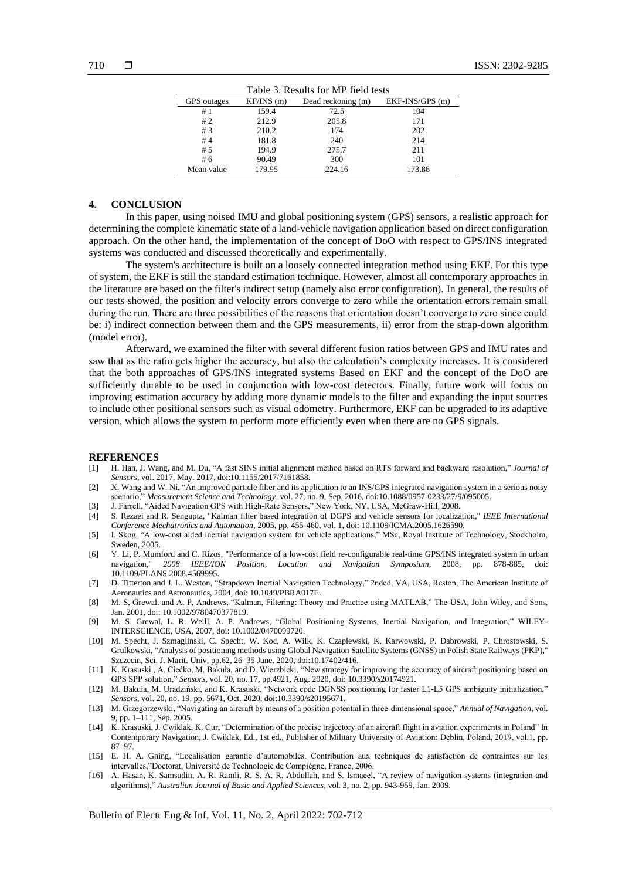Table 3. Results for MP field tests

| GPS outages | KF/INS (m) | Dead reckoning (m) | EKF-INS/GPS (m) |
|---|---|---|---|
| # 1 | 159.4 | 72.5 | 104 |
| # 2 | 212.9 | 205.8 | 171 |
| # 3 | 210.2 | 174 | 202 |
| # 4 | 181.8 | 240 | 214 |
| # 5 | 194.9 | 275.7 | 211 |
| # 6 | 90.49 | 300 | 101 |
| Mean value | 179.95 | 224.16 | 173.86 |

## 4. CONCLUSION

In this paper, using noised IMU and global positioning system (GPS) sensors, a realistic approach for determining the complete kinematic state of a land-vehicle navigation application based on direct configuration approach. On the other hand, the implementation of the concept of DoO with respect to GPS/INS integrated systems was conducted and discussed theoretically and experimentally.

The system's architecture is built on a loosely connected integration method using EKF. For this type of system, the EKF is still the standard estimation technique. However, almost all contemporary approaches in the literature are based on the filter's indirect setup (namely also error configuration). In general, the results of our tests showed, the position and velocity errors converge to zero while the orientation errors remain small during the run. There are three possibilities of the reasons that orientation doesn't converge to zero since could be: i) indirect connection between them and the GPS measurements, ii) error from the strap-down algorithm (model error).

Afterward, we examined the filter with several different fusion ratios between GPS and IMU rates and saw that as the ratio gets higher the accuracy, but also the calculation's complexity increases. It is considered that the both approaches of GPS/INS integrated systems Based on EKF and the concept of the DoO are sufficiently durable to be used in conjunction with low-cost detectors. Finally, future work will focus on improving estimation accuracy by adding more dynamic models to the filter and expanding the input sources to include other positional sensors such as visual odometry. Furthermore, EKF can be upgraded to its adaptive version, which allows the system to perform more efficiently even when there are no GPS signals.

## REFERENCES

[1] H. Han, J. Wang, and M. Du, "A fast SINS initial alignment method based on RTS forward and backward resolution," *Journal of Sensors*, vol. 2017, May. 2017, doi:10.1155/2017/7161858.

[2] X. Wang and W. Ni, "An improved particle filter and its application to an INS/GPS integrated navigation system in a serious noisy scenario," *Measurement Science and Technology*, vol. 27, no. 9, Sep. 2016, doi:10.1088/0957-0233/27/9/095005.

[3] J. Farrell, "Aided Navigation GPS with High-Rate Sensors," New York, NY, USA, McGraw-Hill, 2008.

[4] S. Rezaei and R. Sengupta, "Kalman filter based integration of DGPS and vehicle sensors for localization," *IEEE International Conference Mechatronics and Automation*, 2005, pp. 455-460, vol. 1, doi: 10.1109/ICMA.2005.1626590.

[5] I. Skog, "A low-cost aided inertial navigation system for vehicle applications," MSc, Royal Institute of Technology, Stockholm, Sweden, 2005.

[6] Y. Li, P. Mumford and C. Rizos, "Performance of a low-cost field re-configurable real-time GPS/INS integrated system in urban navigation," *2008 IEEE/ION Position, Location and Navigation Symposium*, 2008, pp. 878-885, doi: 10.1109/PLANS.2008.4569995.

[7] D. Titterton and J. L. Weston, "Strapdown Inertial Navigation Technology," 2nded, VA, USA, Reston, The American Institute of Aeronautics and Astronautics, 2004, doi: 10.1049/PBRA017E.

[8] M. S, Grewal. and A. P, Andrews, "Kalman, Filtering: Theory and Practice using MATLAB," The USA, John Wiley, and Sons, Jan. 2001, doi: 10.1002/9780470377819.

[9] M. S. Grewal, L. R. Weill, A. P. Andrews, "Global Positioning Systems, Inertial Navigation, and Integration," WILEY-INTERSCIENCE, USA, 2007, doi: 10.1002/0470099720.

[10] M. Specht, J. Szmaglinski, C. Specht, W. Koc, A. Wilk, K. Czaplewski, K. Karwowski, P. Dabrowski, P. Chrostowski, S. Grulkowski, "Analysis of positioning methods using Global Navigation Satellite Systems (GNSS) in Polish State Railways (PKP)," Szczecin, Sci. J. Marit. Univ, pp.62, 26–35 June. 2020, doi:10.17402/416.

[11] K. Krasuski., A. Ciećko, M. Bakuła, and D. Wierzbicki, "New strategy for improving the accuracy of aircraft positioning based on GPS SPP solution," *Sensors*, vol. 20, no. 17, pp.4921, Aug. 2020, doi: 10.3390/s20174921.

[12] M. Bakuła, M. Uradziński, and K. Krasuski, "Network code DGNSS positioning for faster L1-L5 GPS ambiguity initialization," *Sensors*, vol. 20, no. 19, pp. 5671, Oct. 2020, doi:10.3390/s20195671.

[13] M. Grzegorzewski, "Navigating an aircraft by means of a position potential in three-dimensional space," *Annual of Navigation*, vol. 9, pp. 1–111, Sep. 2005.

[14] K. Krasuski, J. Cwiklak, K. Cur, "Determination of the precise trajectory of an aircraft flight in aviation experiments in Poland" In Contemporary Navigation, J. Cwiklak, Ed., 1st ed., Publisher of Military University of Aviation: Dęblin, Poland, 2019, vol.1, pp. 87–97.

[15] E. H. A. Gning, "Localisation garantie d'automobiles. Contribution aux techniques de satisfaction de contraintes sur les intervalles,"Doctorat, Université de Technologie de Compiègne, France, 2006.

[16] A. Hasan, K. Samsudin, A. R. Ramli, R. S. A. R. Abdullah, and S. Ismaeel, "A review of navigation systems (integration and algorithms)," *Australian Journal of Basic and Applied Sciences*, vol. 3, no. 2, pp. 943-959, Jan. 2009.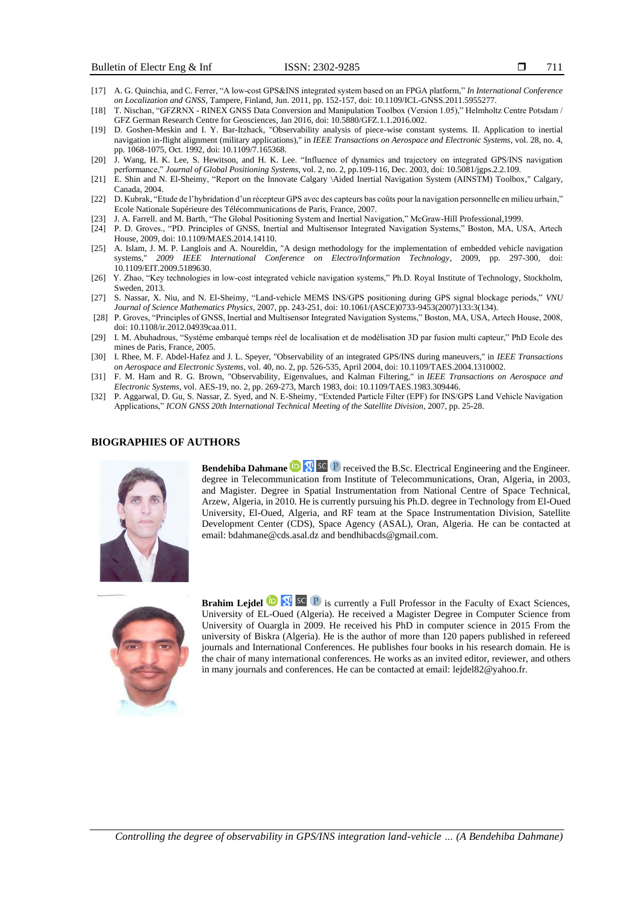[17] A. G. Quinchia, and C. Ferrer, "A low-cost GPS&INS integrated system based on an FPGA platform," *In International Conference on Localization and GNSS*, Tampere, Finland, Jun. 2011, pp. 152-157, doi: 10.1109/ICL-GNSS.2011.5955277.

[18] T. Nischan, "GFZRNX - RINEX GNSS Data Conversion and Manipulation Toolbox (Version 1.05)," Helmholtz Centre Potsdam / GFZ German Research Centre for Geosciences, Jan 2016, doi: 10.5880/GFZ.1.1.2016.002.

[19] D. Goshen-Meskin and I. Y. Bar-Itzhack, "Observability analysis of piece-wise constant systems. II. Application to inertial navigation in-flight alignment (military applications)," in *IEEE Transactions on Aerospace and Electronic Systems*, vol. 28, no. 4, pp. 1068-1075, Oct. 1992, doi: 10.1109/7.165368.

[20] J. Wang, H. K. Lee, S. Hewitson, and H. K. Lee. "Influence of dynamics and trajectory on integrated GPS/INS navigation performance," *Journal of Global Positioning Systems*, vol. 2, no. 2, pp.109-116, Dec. 2003, doi: 10.5081/jgps.2.2.109.

[21] E. Shin and N. El-Sheimy, "Report on the Innovate Calgary \Aided Inertial Navigation System (AINSTM) Toolbox," Calgary, Canada, 2004.

[22] D. Kubrak, "Etude de l'hybridation d'un récepteur GPS avec des capteurs bas coûts pour la navigation personnelle en milieu urbain," Ecole Nationale Supérieure des Télécommunications de Paris, France, 2007.

[23] J. A. Farrell. and M. Barth, "The Global Positioning System and Inertial Navigation," McGraw-Hill Professional,1999.

[24] P. D. Groves., "PD. Principles of GNSS, Inertial and Multisensor Integrated Navigation Systems," Boston, MA, USA, Artech House, 2009, doi: 10.1109/MAES.2014.14110.

[25] A. Islam, J. M. P. Langlois and A. Noureldin, "A design methodology for the implementation of embedded vehicle navigation systems," *2009 IEEE International Conference on Electro/Information Technology*, 2009, pp. 297-300, doi: 10.1109/EIT.2009.5189630.

[26] Y. Zhao, "Key technologies in low-cost integrated vehicle navigation systems," Ph.D. Royal Institute of Technology, Stockholm, Sweden, 2013.

[27] S. Nassar, X. Niu, and N. El-Sheimy, "Land-vehicle MEMS INS/GPS positioning during GPS signal blockage periods," *VNU Journal of Science Mathematics Physics*, 2007, pp. 243-251, doi: 10.1061/(ASCE)0733-9453(2007)133:3(134).

[28] P. Groves, "Principles of GNSS, Inertial and Multisensor Integrated Navigation Systems," Boston, MA, USA, Artech House, 2008, doi: 10.1108/ir.2012.04939caa.011.

[29] I. M. Abuhadrous, "Système embarqué temps réel de localisation et de modélisation 3D par fusion multi capteur," PhD Ecole des mines de Paris, France, 2005.

[30] I. Rhee, M. F. Abdel-Hafez and J. L. Speyer, "Observability of an integrated GPS/INS during maneuvers," in *IEEE Transactions on Aerospace and Electronic Systems*, vol. 40, no. 2, pp. 526-535, April 2004, doi: 10.1109/TAES.2004.1310002.

[31] F. M. Ham and R. G. Brown, "Observability, Eigenvalues, and Kalman Filtering," in *IEEE Transactions on Aerospace and Electronic Systems*, vol. AES-19, no. 2, pp. 269-273, March 1983, doi: 10.1109/TAES.1983.309446.

[32] P. Aggarwal, D. Gu, S. Nassar, Z. Syed, and N. E-Sheimy, "Extended Particle Filter (EPF) for INS/GPS Land Vehicle Navigation Applications," *ICON GNSS 20th International Technical Meeting of the Satellite Division*, 2007, pp. 25-28.

## BIOGRAPHIES OF AUTHORS

**Bendehiba Dahmane** received the B.Sc. Electrical Engineering and the Engineer. degree in Telecommunication from Institute of Telecommunications, Oran, Algeria, in 2003, and Magister. Degree in Spatial Instrumentation from National Centre of Space Technical, Arzew, Algeria, in 2010. He is currently pursuing his Ph.D. degree in Technology from El-Oued University, El-Oued, Algeria, and RF team at the Space Instrumentation Division, Satellite Development Center (CDS), Space Agency (ASAL), Oran, Algeria. He can be contacted at email: bdahmane@cds.asal.dz and bendhibacds@gmail.com.

**Brahim Lejdel** is currently a Full Professor in the Faculty of Exact Sciences, University of EL-Oued (Algeria). He received a Magister Degree in Computer Science from University of Ouargla in 2009. He received his PhD in computer science in 2015 From the university of Biskra (Algeria). He is the author of more than 120 papers published in refereed journals and International Conferences. He publishes four books in his research domain. He is the chair of many international conferences. He works as an invited editor, reviewer, and others in many journals and conferences. He can be contacted at email: lejdel82@yahoo.fr.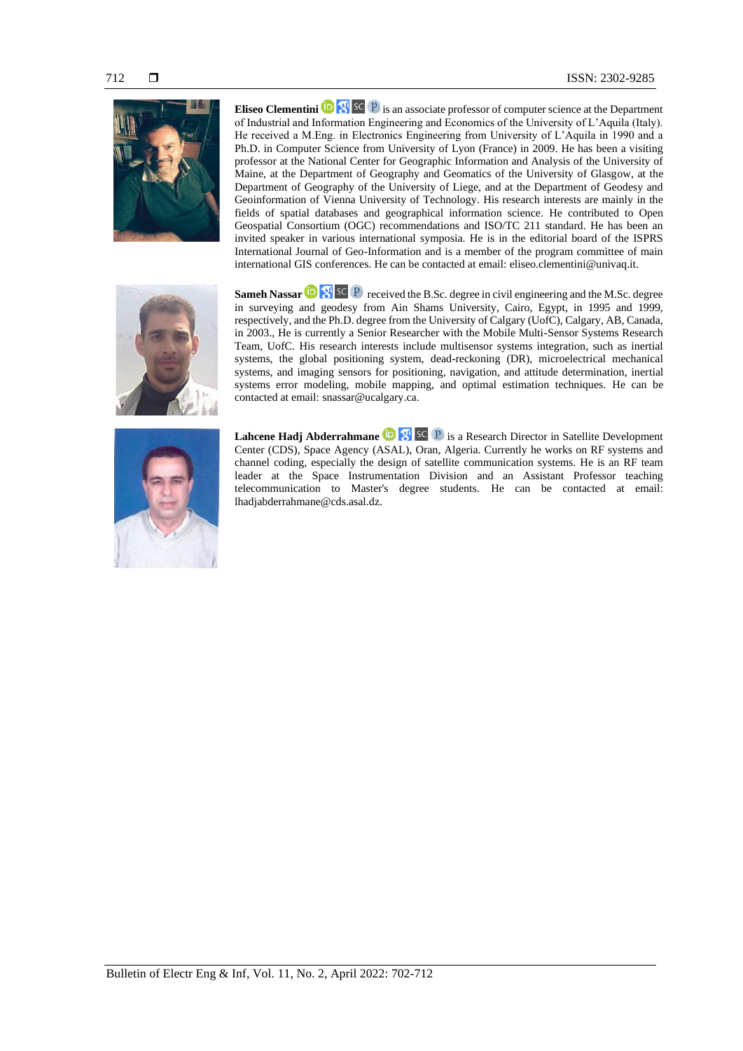**Eliseo Clementini** is an associate professor of computer science at the Department of Industrial and Information Engineering and Economics of the University of L'Aquila (Italy). He received a M.Eng. in Electronics Engineering from University of L'Aquila in 1990 and a Ph.D. in Computer Science from University of Lyon (France) in 2009. He has been a visiting professor at the National Center for Geographic Information and Analysis of the University of Maine, at the Department of Geography and Geomatics of the University of Glasgow, at the Department of Geography of the University of Liege, and at the Department of Geodesy and Geoinformation of Vienna University of Technology. His research interests are mainly in the fields of spatial databases and geographical information science. He contributed to Open Geospatial Consortium (OGC) recommendations and ISO/TC 211 standard. He has been an invited speaker in various international symposia. He is in the editorial board of the ISPRS International Journal of Geo-Information and is a member of the program committee of main international GIS conferences. He can be contacted at email: eliseo.clementini@univaq.it.

**Sameh Nassar** received the B.Sc. degree in civil engineering and the M.Sc. degree in surveying and geodesy from Ain Shams University, Cairo, Egypt, in 1995 and 1999, respectively, and the Ph.D. degree from the University of Calgary (UofC), Calgary, AB, Canada, in 2003., He is currently a Senior Researcher with the Mobile Multi-Sensor Systems Research Team, UofC. His research interests include multisensor systems integration, such as inertial systems, the global positioning system, dead-reckoning (DR), microelectrical mechanical systems, and imaging sensors for positioning, navigation, and attitude determination, inertial systems error modeling, mobile mapping, and optimal estimation techniques. He can be contacted at email: snassar@ucalgary.ca.

**Lahcene Hadj Abderrahmane** is a Research Director in Satellite Development Center (CDS), Space Agency (ASAL), Oran, Algeria. Currently he works on RF systems and channel coding, especially the design of satellite communication systems. He is an RF team leader at the Space Instrumentation Division and an Assistant Professor teaching telecommunication to Master's degree students. He can be contacted at email: lhadjabderrahmane@cds.asal.dz.